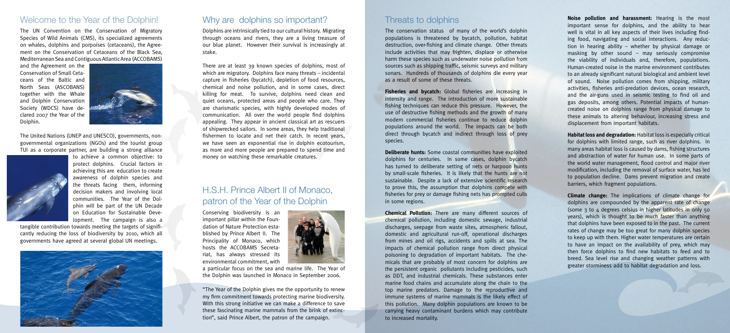## Welcome to the Year of the Dolphin!

The UN Convention on the Conservation of Migratory Species of Wild Animals (CMS), its specialized agreements on whales, dolphins and porpoises (cetaceans), the Agreement on the Conservation of Cetaceans of the Black Sea, Mediterranean Sea and Contiguous Atlantic Area (ACCOBAMS) and the Agreement on the Conservation of Small Cetaceans of the Baltic and North Seas (ASCOBANS) together with the Whale and Dolphin Conservation Society (WDCS) have declared 2007 the Year of the Dolphin.

The United Nations (UNEP and UNESCO), governments, non-governmental organizations (NGOs) and the tourist group TUI as a corporate partner, are building a strong alliance to achieve a common objective: to protect dolphins. Crucial factors in achieving this are education to create awareness of dolphin species and the threats facing them, informing decision makers and involving local communities. The Year of the Dolphin will be part of the UN Decade on Education for Sustainable Development. The campaign is also a tangible contribution towards meeting the targets of significantly reducing the loss of biodiversity by 2010, which all governments have agreed at several global UN meetings.

## Why are dolphins so important?

Dolphins are intrinsically tied to our cultural history. Migrating through oceans and rivers, they are a living treasure of our blue planet. However their survival is increasingly at stake.

There are at least 39 known species of dolphins, most of which are migratory. Dolphins face many threats – incidental capture in fisheries (bycatch), depletion of food resources, chemical and noise pollution, and in some cases, direct killing for meat. To survive, dolphins need clean and quiet oceans, protected areas and people who care. They are charismatic species, with highly developed modes of communication. All over the world people find dolphins appealing. They appear in ancient classical art as rescuers of shipwrecked sailors. In some areas, they help traditional fishermen to locate and net their catch. In recent years, we have seen an exponential rise in dolphin ecotourism, as more and more people are prepared to spend time and money on watching these remarkable creatures.

## H.S.H. Prince Albert II of Monaco, patron of the Year of the Dolphin

Conserving biodiversity is an important pillar within the Foundation of Nature Protection established by Prince Albert II. The Principality of Monaco, which hosts the ACCOBAMS Secretariat, has always stressed its environmental commitment, with a particular focus on the sea and marine life. The Year of the Dolphin was launched in Monaco in September 2006.

"The Year of the Dolphin gives me the opportunity to renew my firm commitment towards protecting marine biodiversity. With this strong initiative we can make a difference to save these fascinating marine mammals from the brink of extinction", said Prince Albert, the patron of the campaign.

## Threats to dolphins

The conservation status of many of the world's dolphin populations is threatened by bycatch, pollution, habitat destruction, over-fishing and climate change. Other threats include activities that may frighten, displace or otherwise harm these species such as underwater noise pollution from sources such as shipping traffic, seismic surveys and military sonars. Hundreds of thousands of dolphins die every year as a result of some of these threats.

**Fisheries and bycatch:** Global fisheries are increasing in intensity and range. The introduction of more sustainable fishing techniques can reduce this pressure. However, the use of destructive fishing methods and the growth of many modern commercial fisheries continue to reduce dolphin populations around the world. The impacts can be both direct through bycatch and indirect through loss of prey species.

**Deliberate hunts:** Some coastal communities have exploited dolphins for centuries. In some cases, dolphin bycatch has turned to deliberate setting of nets or harpoon hunts by small-scale fisheries. It is likely that the hunts are not sustainable. Despite a lack of extensive scientific research to prove this, the assumption that dolphins compete with fisheries for prey or damage fishing nets has prompted culls in some regions.

**Chemical Pollution:** There are many different sources of chemical pollution, including domestic sewage, industrial discharges, seepage from waste sites, atmospheric fallout, domestic and agricultural run-off, operational discharges from mines and oil rigs, accidents and spills at sea. The impacts of chemical pollution range from direct physical poisoning to degradation of important habitats. The chemicals that are probably of most concern for dolphins are the persistent organic pollutants including pesticides, such as DDT, and industrial chemicals. These substances enter marine food chains and accumulate along the chain to the top marine predators. Damage to the reproductive and immune systems of marine mammals is the likely effect of this pollution. Many dolphin populations are known to be carrying heavy contaminant burdens which may contribute to increased mortality.

**Noise pollution and harassment:** Hearing is the most important sense for dolphins, and the ability to hear well is vital in all key aspects of their lives including finding food, navigating and social interactions. Any reduction in hearing ability – whether by physical damage or masking by other sound – may seriously compromise the viability of individuals and, therefore, populations. Human-created noise in the marine environment contributes to an already significant natural biological and ambient level of sound. Noise pollution comes from shipping, military activities, fisheries anti-predation devices, ocean research, and the air-guns used in seismic testing to find oil and gas deposits, among others. Potential impacts of human-created noise on dolphins range from physical damage to these animals to altering behaviour, increasing stress and displacement from important habitats.

**Habitat loss and degradation:** Habitat loss is especially critical for dolphins with limited range, such as river dolphins. In many areas habitat loss is caused by dams, fishing structures and abstraction of water for human use. In some parts of the world water management, flood control and major river modification, including the removal of surface water, has led to population decline. Dams prevent migration and create barriers, which fragment populations.

**Climate change:** The implications of climate change for dolphins are compounded by the apparent rate of change (some 3 to 4 degrees celsius in higher latitudes in only 50 years), which is thought to be much faster than anything that dolphins have been exposed to in the past. The current rates of change may be too great for many dolphin species to keep up with them. Higher water temperatures are certain to have an impact on the availability of prey, which may then force dolphins to find new habitats to feed and to breed. Sea level rise and changing weather patterns with greater storminess add to habitat degradation and loss.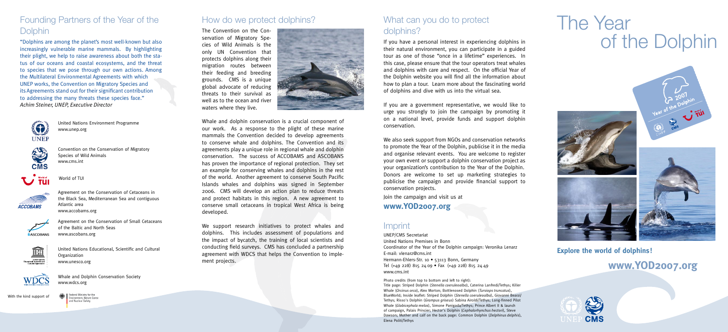## Founding Partners of the Year of the Dolphin

"Dolphins are among the planet's most well-known but also increasingly vulnerable marine mammals. By highlighting their plight, we help to raise awareness about both the status of our oceans and coastal ecosystems, and the threat to species that we pose through our own actions. Among the Multilateral Environmental Agreements with which UNEP works, the Convention on Migratory Species and its Agreements stand out for their significant contribution to addressing the many threats these species face."
*Achim Steiner, UNEP, Executive Director*

United Nations Environment Programme
www.unep.org

Convention on the Conservation of Migratory Species of Wild Animals
www.cms.int

World of TUI

Agreement on the Conservation of Cetaceans in the Black Sea, Mediterranean Sea and contiguous Atlantic area
www.accobams.org

Agreement on the Conservation of Small Cetaceans of the Baltic and North Seas
www.ascobans.org

United Nations Educational, Scientific and Cultural Organization
www.unesco.org

Whale and Dolphin Conservation Society
www.wdcs.org

With the kind support of Federal Ministry for the Environment, Nature Conservation and Nuclear Safety

## How do we protect dolphins?

The Convention on the Conservation of Migratory Species of Wild Animals is the only UN Convention that protects dolphins along their migration routes between their feeding and breeding grounds. CMS is a unique global advocate of reducing threats to their survival as well as to the ocean and river waters where they live.

Whale and dolphin conservation is a crucial component of our work. As a response to the plight of these marine mammals the Convention decided to develop agreements to conserve whale and dolphins. The Convention and its agreements play a unique role in regional whale and dolphin conservation. The success of ACCOBAMS and ASCOBANS has proven the importance of regional protection. They set an example for conserving whales and dolphins in the rest of the world. Another agreement to conserve South Pacific Islands whales and dolphins was signed in September 2006. CMS will develop an action plan to reduce threats and protect habitats in this region. A new agreement to conserve small cetaceans in tropical West Africa is being developed.

We support research initiatives to protect whales and dolphins. This includes assessment of populations and the impact of bycatch, the training of local scientists and conducting field surveys. CMS has concluded a partnership agreement with WDCS that helps the Convention to implement projects.

## What can you do to protect dolphins?

If you have a personal interest in experiencing dolphins in their natural environment, you can participate in a guided tour as one of those "once in a lifetime" experiences. In this case, please ensure that the tour operators treat whales and dolphins with care and respect. On the official Year of the Dolphin website you will find all the information about how to plan a tour. Learn more about the fascinating world of dolphins and dive with us into the virtual sea.

If you are a government representative, we would like to urge you strongly to join the campaign by promoting it on a national level, provide funds and support dolphin conservation.

We also seek support from NGOs and conservation networks to promote the Year of the Dolphin, publicise it in the media and organise relevant events. You are welcome to register your own event or support a dolphin conservation project as your organization's contribution to the Year of the Dolphin. Donors are welcome to set up marketing strategies to publicise the campaign and provide financial support to conservation projects.

Join the campaign and visit us at

**www.YOD2007.org**

## Imprint

UNEP/CMS Secretariat
United Nations Premises in Bonn
Coordinator of the Year of the Dolphin campaign: Veronika Lenarz
E-mail: vlenarz@cms.int
Hermann-Ehlers-Str. 10 • 53113 Bonn, Germany
Tel (+49 228) 815 24 09 • Fax (+49 228) 815 24 49
www.cms.int

Photo credits (from top to bottom and left to right):
Title page: Striped Dolphin (*Stenella coeruleoalba*), Caterina Lanfredi/Tethys; Killer Whale (*Orcinus orca*), Alex Morton; Bottlenosed Dolphin (*Tursiops truncatus*), BlueWorld; Inside leaflet: Striped Dolphin (*Stenella coeruleoalba*), Giovanni Bearzi/Tethys; Risso's Dolphin (*Grampus griseus*) Sabina Airoldi/Tethys; Long-finned Pilot Whale (*Globicephala melas*), Simone Panigada/Tethys; Prince Albert II & launch of campaign, Palais Princier; Hector's Dolphin (*Cephalorhynchus hectori*), Steve Dawson; Mother and calf on the back page: Common Dolphin (*Delphinus delphis*), Elena Politi/Tethys

# The Year of the Dolphin

2007 Year of the Dolphin

**Explore the world of dolphins!**

**www.YOD2007.org**